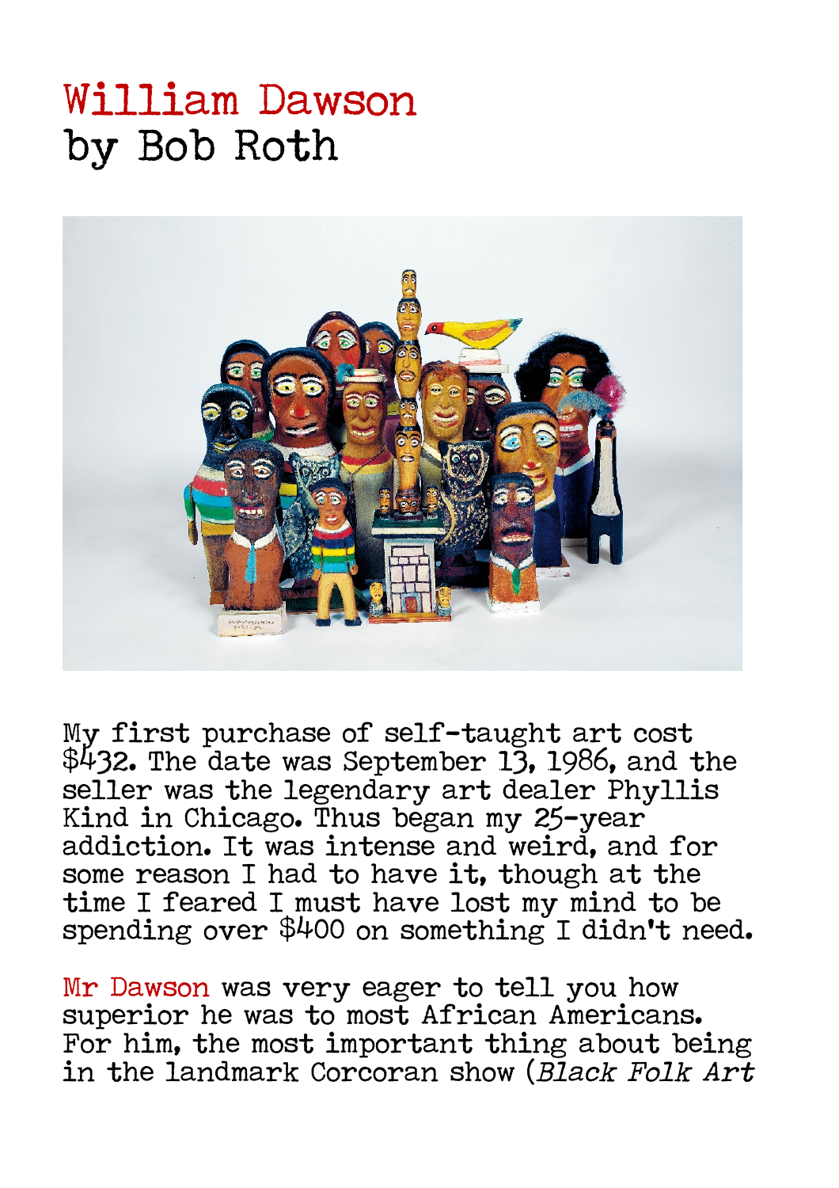# William Dawson
## by Bob Roth

My first purchase of self-taught art cost $432. The date was September 13, 1986, and the seller was the legendary art dealer Phyllis Kind in Chicago. Thus began my 25-year addiction. It was intense and weird, and for some reason I had to have it, though at the time I feared I must have lost my mind to be spending over $400 on something I didn't need.

Mr Dawson was very eager to tell you how superior he was to most African Americans. For him, the most important thing about being in the landmark Corcoran show (*Black Folk Art*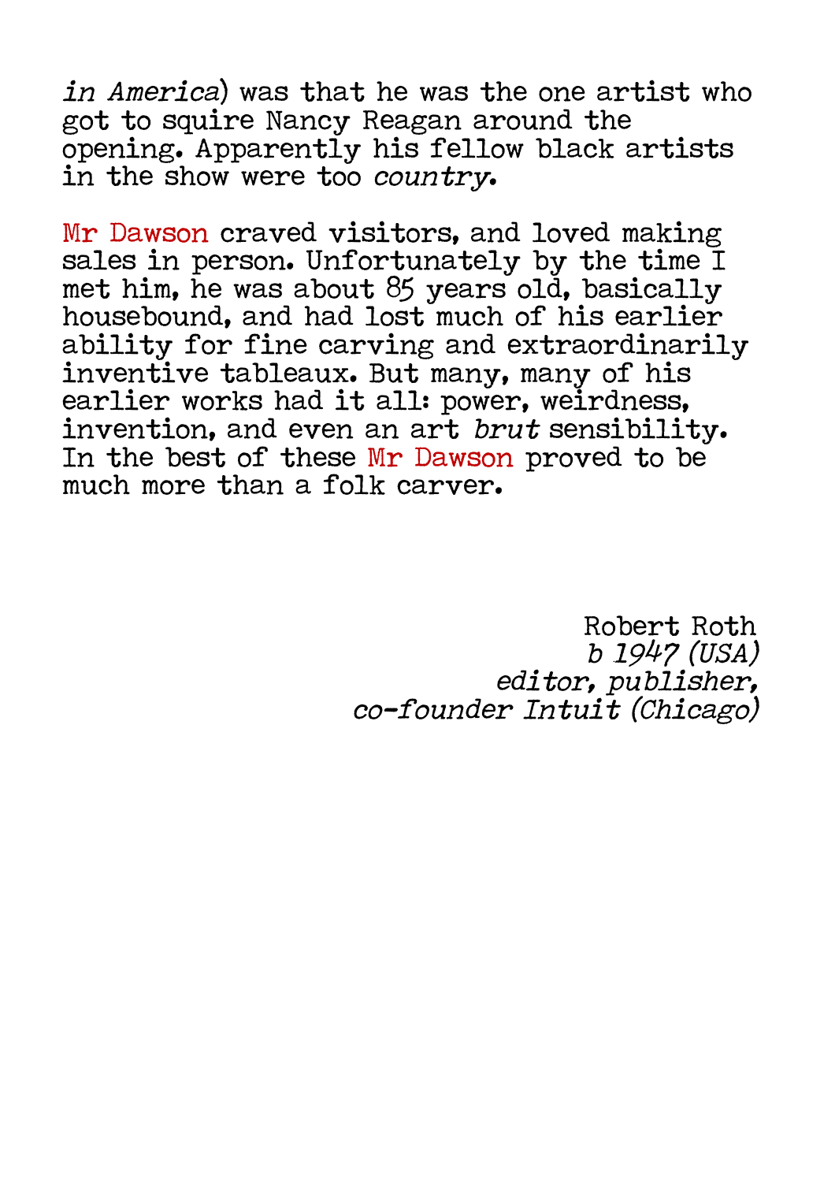*in America*) was that he was the one artist who got to squire Nancy Reagan around the opening. Apparently his fellow black artists in the show were too *country*.

Mr Dawson craved visitors, and loved making sales in person. Unfortunately by the time I met him, he was about 85 years old, basically housebound, and had lost much of his earlier ability for fine carving and extraordinarily inventive tableaux. But many, many of his earlier works had it all: power, weirdness, invention, and even an art *brut* sensibility. In the best of these Mr Dawson proved to be much more than a folk carver.

Robert Roth
*b 1947 (USA)*
*editor, publisher,*
*co-founder Intuit (Chicago)*